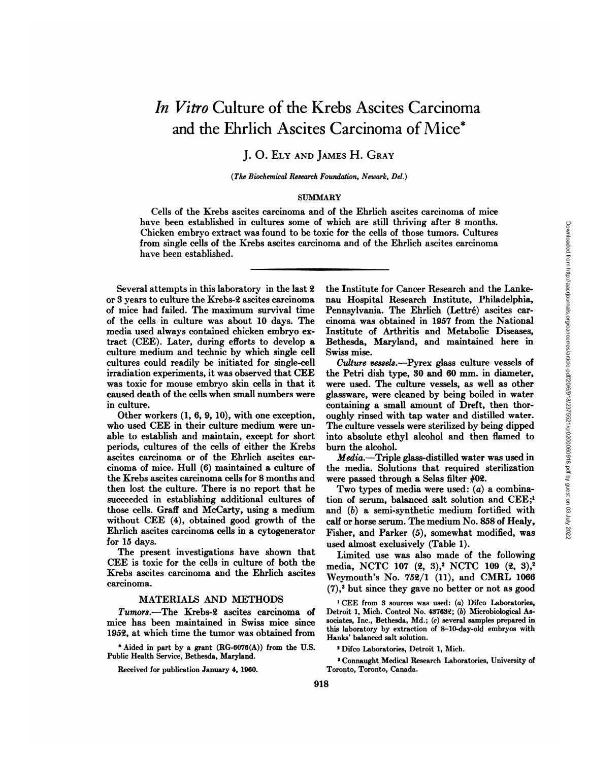# *In Vitro* Culture of the Krebs Ascites Carcinoma and the Ehrlich Ascites Carcinoma of Mice*

J. O. Ely and James H. Gray

*(The Biochemical Research Foundation, Newark, Del.)*

## SUMMARY

Cells of the Krebs ascites carcinoma and of the Ehrlich ascites carcinoma of mice have been established in cultures some of which are still thriving after 8 months. Chicken embryo extract was found to be toxic for the cells of those tumors. Cultures from single cells of the Krebs ascites carcinoma and of the Ehrlich ascites carcinoma have been established.

---

Several attempts in this laboratory in the last 2 or 3 years to culture the Krebs-2 ascites carcinoma of mice had failed. The maximum survival time of the cells in culture was about 10 days. The media used always contained chicken embryo extract (CEE). Later, during efforts to develop a culture medium and technic by which single cell cultures could readily be initiated for single-cell irradiation experiments, it was observed that CEE was toxic for mouse embryo skin cells in that it caused death of the cells when small numbers were in culture.

Other workers (1, 6, 9, 10), with one exception, who used CEE in their culture medium were unable to establish and maintain, except for short periods, cultures of the cells of either the Krebs ascites carcinoma or of the Ehrlich ascites carcinoma of mice. Hull (6) maintained a culture of the Krebs ascites carcinoma cells for 8 months and then lost the culture. There is no report that he succeeded in establishing additional cultures of those cells. Graff and McCarty, using a medium without CEE (4), obtained good growth of the Ehrlich ascites carcinoma cells in a cytogenerator for 15 days.

The present investigations have shown that CEE is toxic for the cells in culture of both the Krebs ascites carcinoma and the Ehrlich ascites carcinoma.

## MATERIALS AND METHODS

*Tumors.*—The Krebs-2 ascites carcinoma of mice has been maintained in Swiss mice since 1952, at which time the tumor was obtained from the Institute for Cancer Research and the Lankenau Hospital Research Institute, Philadelphia, Pennsylvania. The Ehrlich (Lettré) ascites carcinoma was obtained in 1957 from the National Institute of Arthritis and Metabolic Diseases, Bethesda, Maryland, and maintained here in Swiss mise.

*Culture vessels.*—Pyrex glass culture vessels of the Petri dish type, 30 and 60 mm. in diameter, were used. The culture vessels, as well as other glassware, were cleaned by being boiled in water containing a small amount of Dreft, then thoroughly rinsed with tap water and distilled water. The culture vessels were sterilized by being dipped into absolute ethyl alcohol and then flamed to burn the alcohol.

*Media.*—Triple glass-distilled water was used in the media. Solutions that required sterilization were passed through a Selas filter #02.

Two types of media were used: (*a*) a combination of serum, balanced salt solution and CEE;[1] and (*b*) a semi-synthetic medium fortified with calf or horse serum. The medium No. 858 of Healy, Fisher, and Parker (5), somewhat modified, was used almost exclusively (Table 1).

Limited use was also made of the following media, NCTC 107 (2, 3),[2] NCTC 109 (2, 3),[2] Weymouth's No. 752/1 (11), and CMRL 1066 (7),[3] but since they gave no better or not as good

\* Aided in part by a grant (RG-6076(A)) from the U.S. Public Health Service, Bethesda, Maryland.

Received for publication January 4, 1960.

[1] CEE from 3 sources was used: (*a*) Difco Laboratories, Detroit 1, Mich. Control No. 437632; (*b*) Microbiological Associates, Inc., Bethesda, Md.; (*c*) several samples prepared in this laboratory by extraction of 8–10-day-old embryos with Hanks' balanced salt solution.

[2] Difco Laboratories, Detroit 1, Mich.

[3] Connaught Medical Research Laboratories, University of Toronto, Toronto, Canada.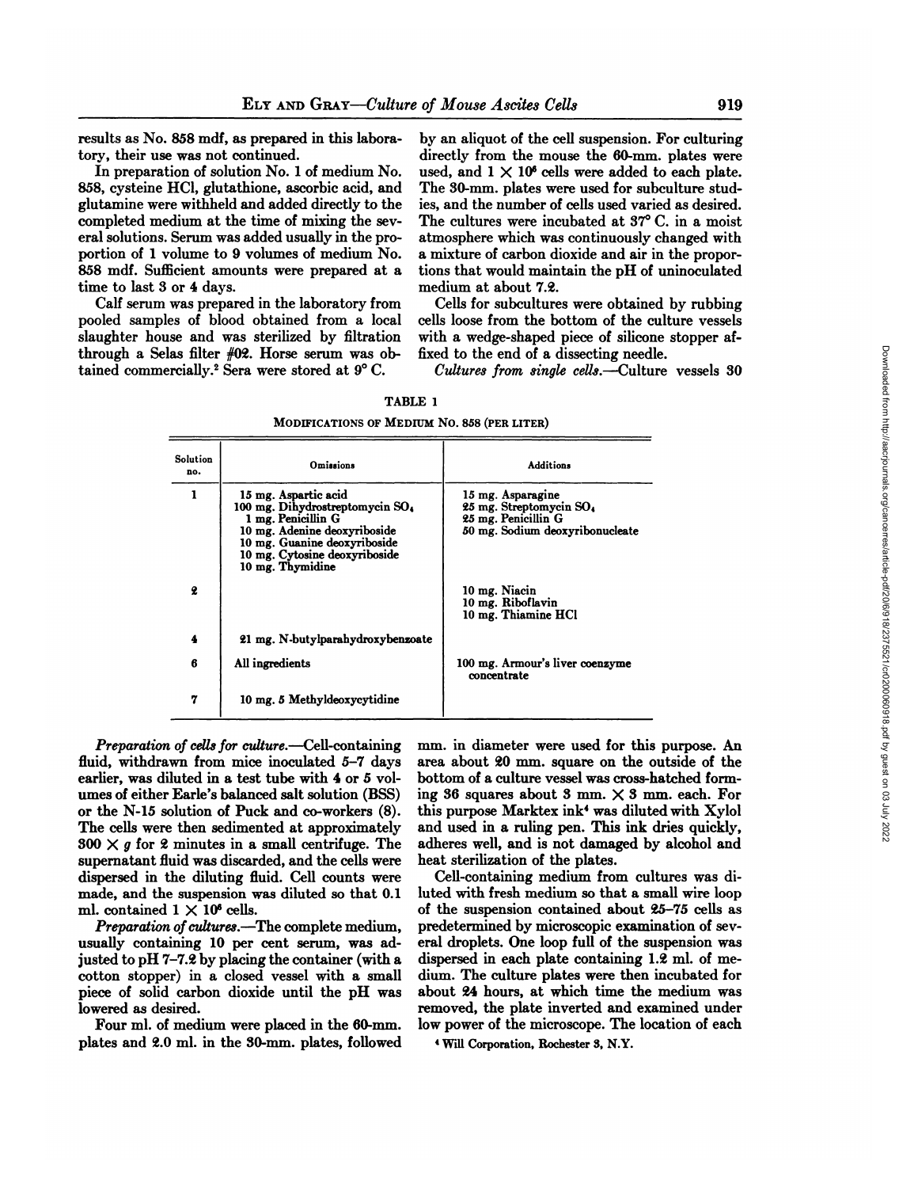results as No. 858 mdf, as prepared in this laboratory, their use was not continued.

In preparation of solution No. 1 of medium No. 858, cysteine HCl, glutathione, ascorbic acid, and glutamine were withheld and added directly to the completed medium at the time of mixing the several solutions. Serum was added usually in the proportion of 1 volume to 9 volumes of medium No. 858 mdf. Sufficient amounts were prepared at a time to last 3 or 4 days.

Calf serum was prepared in the laboratory from pooled samples of blood obtained from a local slaughter house and was sterilized by filtration through a Selas filter #02. Horse serum was obtained commercially.[2] Sera were stored at 9° C.

TABLE 1

MODIFICATIONS OF MEDIUM NO. 858 (PER LITER)

| Solution no. | Omissions | Additions |
|---|---|---|
| 1 | 15 mg. Aspartic acid<br>100 mg. Dihydrostreptomycin $SO_4$<br>1 mg. Penicillin G<br>10 mg. Adenine deoxyriboside<br>10 mg. Guanine deoxyriboside<br>10 mg. Cytosine deoxyriboside<br>10 mg. Thymidine | 15 mg. Asparagine<br>25 mg. Streptomycin $SO_4$<br>25 mg. Penicillin G<br>50 mg. Sodium deoxyribonucleate |
| 2 | | 10 mg. Niacin<br>10 mg. Riboflavin<br>10 mg. Thiamine HCl |
| 4 | 21 mg. N-butylparahydroxybenzoate | |
| 6 | All ingredients | 100 mg. Armour's liver coenzyme concentrate |
| 7 | 10 mg. 5 Methyldeoxycytidine | |

*Preparation of cells for culture.*—Cell-containing fluid, withdrawn from mice inoculated 5–7 days earlier, was diluted in a test tube with 4 or 5 volumes of either Earle's balanced salt solution (BSS) or the N-15 solution of Puck and co-workers (8). The cells were then sedimented at approximately $300 \times g$ for 2 minutes in a small centrifuge. The supernatant fluid was discarded, and the cells were dispersed in the diluting fluid. Cell counts were made, and the suspension was diluted so that 0.1 ml. contained $1 \times 10^6$ cells.

*Preparation of cultures.*—The complete medium, usually containing 10 per cent serum, was adjusted to pH 7–7.2 by placing the container (with a cotton stopper) in a closed vessel with a small piece of solid carbon dioxide until the pH was lowered as desired.

Four ml. of medium were placed in the 60-mm. plates and 2.0 ml. in the 30-mm. plates, followed by an aliquot of the cell suspension. For culturing directly from the mouse the 60-mm. plates were used, and $1 \times 10^6$ cells were added to each plate. The 30-mm. plates were used for subculture studies, and the number of cells used varied as desired. The cultures were incubated at 37° C. in a moist atmosphere which was continuously changed with a mixture of carbon dioxide and air in the proportions that would maintain the pH of uninoculated medium at about 7.2.

Cells for subcultures were obtained by rubbing cells loose from the bottom of the culture vessels with a wedge-shaped piece of silicone stopper affixed to the end of a dissecting needle.

*Cultures from single cells.*—Culture vessels 30 mm. in diameter were used for this purpose. An area about 20 mm. square on the outside of the bottom of a culture vessel was cross-hatched forming 36 squares about 3 mm. $\times$ 3 mm. each. For this purpose Marktex ink[4] was diluted with Xylol and used in a ruling pen. This ink dries quickly, adheres well, and is not damaged by alcohol and heat sterilization of the plates.

Cell-containing medium from cultures was diluted with fresh medium so that a small wire loop of the suspension contained about 25–75 cells as predetermined by microscopic examination of several droplets. One loop full of the suspension was dispersed in each plate containing 1.2 ml. of medium. The culture plates were then incubated for about 24 hours, at which time the medium was removed, the plate inverted and examined under low power of the microscope. The location of each

[4] Will Corporation, Rochester 3, N.Y.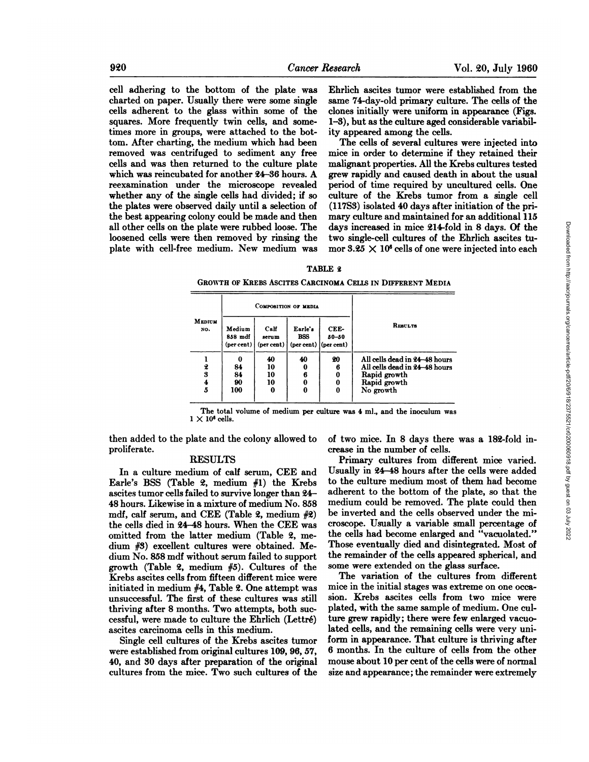cell adhering to the bottom of the plate was charted on paper. Usually there were some single cells adherent to the glass within some of the squares. More frequently twin cells, and sometimes more in groups, were attached to the bottom. After charting, the medium which had been removed was centrifuged to sediment any free cells and was then returned to the culture plate which was reincubated for another 24–36 hours. A reexamination under the microscope revealed whether any of the single cells had divided; if so the plates were observed daily until a selection of the best appearing colony could be made and then all other cells on the plate were rubbed loose. The loosened cells were then removed by rinsing the plate with cell-free medium. New medium was then added to the plate and the colony allowed to proliferate.

## RESULTS

In a culture medium of calf serum, CEE and Earle's BSS (Table 2, medium #1) the Krebs ascites tumor cells failed to survive longer than 24–48 hours. Likewise in a mixture of medium No. 858 mdf, calf serum, and CEE (Table 2, medium #2) the cells died in 24–48 hours. When the CEE was omitted from the latter medium (Table 2, medium #3) excellent cultures were obtained. Medium No. 858 mdf without serum failed to support growth (Table 2, medium #5). Cultures of the Krebs ascites cells from fifteen different mice were initiated in medium #4, Table 2. One attempt was unsuccessful. The first of these cultures was still thriving after 8 months. Two attempts, both successful, were made to culture the Ehrlich (Lettré) ascites carcinoma cells in this medium.

Single cell cultures of the Krebs ascites tumor were established from original cultures 109, 96, 57, 40, and 30 days after preparation of the original cultures from the mice. Two such cultures of the Ehrlich ascites tumor were established from the same 74-day-old primary culture. The cells of the clones initially were uniform in appearance (Figs. 1–3), but as the culture aged considerable variability appeared among the cells.

The cells of several cultures were injected into mice in order to determine if they retained their malignant properties. All the Krebs cultures tested grew rapidly and caused death in about the usual period of time required by uncultured cells. One culture of the Krebs tumor from a single cell (117S3) isolated 40 days after initiation of the primary culture and maintained for an additional 115 days increased in mice 214-fold in 8 days. Of the two single-cell cultures of the Ehrlich ascites tumor $3.25 \times 10^6$ cells of one were injected into each of two mice. In 8 days there was a 182-fold increase in the number of cells.

TABLE 2

GROWTH OF KREBS ASCITES CARCINOMA CELLS IN DIFFERENT MEDIA

| Medium No. | Composition of media | | | | Results |
|---|---|---|---|---|---|
| | Medium 858 mdf (per cent) | Calf serum (per cent) | Earle's BSS (per cent) | CEE-50–50 (per cent) | |
| 1 | 0 | 40 | 40 | 20 | All cells dead in 24–48 hours |
| 2 | 84 | 10 | 0 | 6 | All cells dead in 24–48 hours |
| 3 | 84 | 10 | 6 | 0 | Rapid growth |
| 4 | 90 | 10 | 0 | 0 | Rapid growth |
| 5 | 100 | 0 | 0 | 0 | No growth |

The total volume of medium per culture was 4 ml., and the inoculum was $1 \times 10^6$ cells.

Primary cultures from different mice varied. Usually in 24–48 hours after the cells were added to the culture medium most of them had become adherent to the bottom of the plate, so that the medium could be removed. The plate could then be inverted and the cells observed under the microscope. Usually a variable small percentage of the cells had become enlarged and "vacuolated." Those eventually died and disintegrated. Most of the remainder of the cells appeared spherical, and some were extended on the glass surface.

The variation of the cultures from different mice in the initial stages was extreme on one occasion. Krebs ascites cells from two mice were plated, with the same sample of medium. One culture grew rapidly; there were few enlarged vacuolated cells, and the remaining cells were very uniform in appearance. That culture is thriving after 6 months. In the culture of cells from the other mouse about 10 per cent of the cells were of normal size and appearance; the remainder were extremely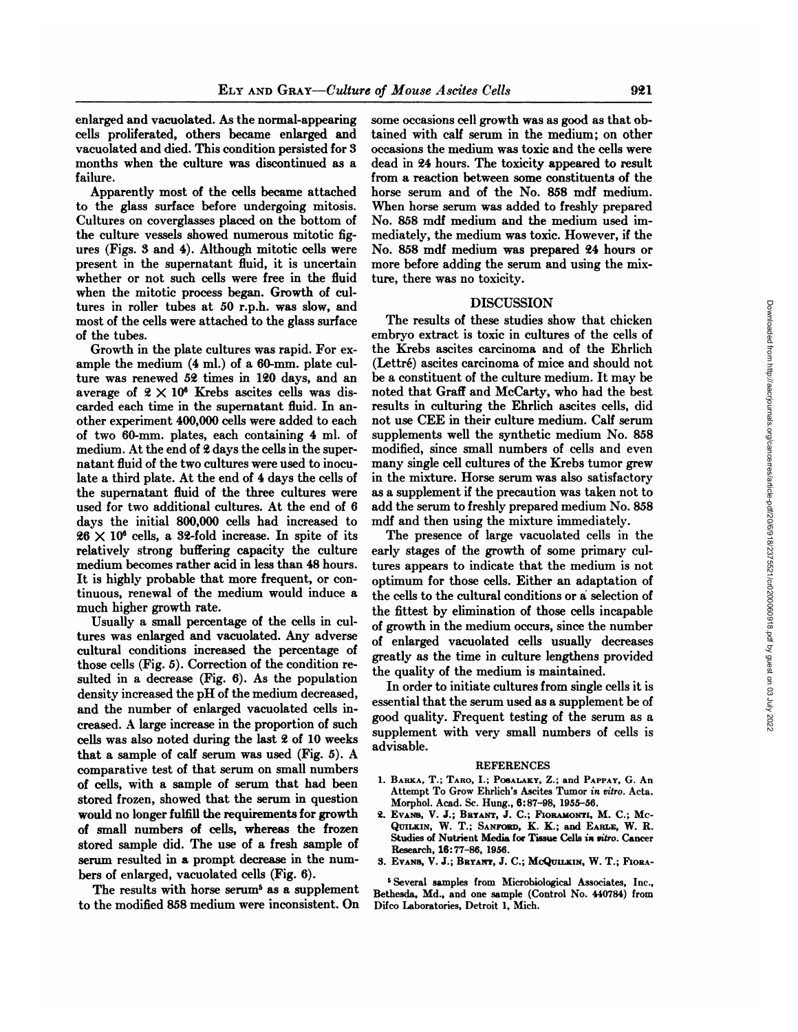enlarged and vacuolated. As the normal-appearing cells proliferated, others became enlarged and vacuolated and died. This condition persisted for 3 months when the culture was discontinued as a failure.

Apparently most of the cells became attached to the glass surface before undergoing mitosis. Cultures on coverglasses placed on the bottom of the culture vessels showed numerous mitotic figures (Figs. 3 and 4). Although mitotic cells were present in the supernatant fluid, it is uncertain whether or not such cells were free in the fluid when the mitotic process began. Growth of cultures in roller tubes at 50 r.p.h. was slow, and most of the cells were attached to the glass surface of the tubes.

Growth in the plate cultures was rapid. For example the medium (4 ml.) of a 60-mm. plate culture was renewed 52 times in 120 days, and an average of $2 \times 10^6$ Krebs ascites cells was discarded each time in the supernatant fluid. In another experiment 400,000 cells were added to each of two 60-mm. plates, each containing 4 ml. of medium. At the end of 2 days the cells in the supernatant fluid of the two cultures were used to inoculate a third plate. At the end of 4 days the cells of the supernatant fluid of the three cultures were used for two additional cultures. At the end of 6 days the initial 800,000 cells had increased to $26 \times 10^6$ cells, a 32-fold increase. In spite of its relatively strong buffering capacity the culture medium becomes rather acid in less than 48 hours. It is highly probable that more frequent, or continuous, renewal of the medium would induce a much higher growth rate.

Usually a small percentage of the cells in cultures was enlarged and vacuolated. Any adverse cultural conditions increased the percentage of those cells (Fig. 5). Correction of the condition resulted in a decrease (Fig. 6). As the population density increased the pH of the medium decreased, and the number of enlarged vacuolated cells increased. A large increase in the proportion of such cells was also noted during the last 2 of 10 weeks that a sample of calf serum was used (Fig. 5). A comparative test of that serum on small numbers of cells, with a sample of serum that had been stored frozen, showed that the serum in question would no longer fulfill the requirements for growth of small numbers of cells, whereas the frozen stored sample did. The use of a fresh sample of serum resulted in a prompt decrease in the numbers of enlarged, vacuolated cells (Fig. 6).

The results with horse serum[5] as a supplement to the modified 858 medium were inconsistent. On some occasions cell growth was as good as that obtained with calf serum in the medium; on other occasions the medium was toxic and the cells were dead in 24 hours. The toxicity appeared to result from a reaction between some constituents of the horse serum and of the No. 858 mdf medium. When horse serum was added to freshly prepared No. 858 mdf medium and the medium used immediately, the medium was toxic. However, if the No. 858 mdf medium was prepared 24 hours or more before adding the serum and using the mixture, there was no toxicity.

## DISCUSSION

The results of these studies show that chicken embryo extract is toxic in cultures of the cells of the Krebs ascites carcinoma and of the Ehrlich (Lettré) ascites carcinoma of mice and should not be a constituent of the culture medium. It may be noted that Graff and McCarty, who had the best results in culturing the Ehrlich ascites cells, did not use CEE in their culture medium. Calf serum supplements well the synthetic medium No. 858 modified, since small numbers of cells and even many single cell cultures of the Krebs tumor grew in the mixture. Horse serum was also satisfactory as a supplement if the precaution was taken not to add the serum to freshly prepared medium No. 858 mdf and then using the mixture immediately.

The presence of large vacuolated cells in the early stages of the growth of some primary cultures appears to indicate that the medium is not optimum for those cells. Either an adaptation of the cells to the cultural conditions or a selection of the fittest by elimination of those cells incapable of growth in the medium occurs, since the number of enlarged vacuolated cells usually decreases greatly as the time in culture lengthens provided the quality of the medium is maintained.

In order to initiate cultures from single cells it is essential that the serum used as a supplement be of good quality. Frequent testing of the serum as a supplement with very small numbers of cells is advisable.

## REFERENCES

1. Barka, T.; Taro, I.; Posalaky, Z.; and Pappay, G. An Attempt To Grow Ehrlich's Ascites Tumor *in vitro*. Acta. Morphol. Acad. Sc. Hung., 6:87–98, 1955–56.
2. Evans, V. J.; Bryant, J. C.; Fioramonti, M. C.; McQuilkin, W. T.; Sanford, K. K.; and Earle, W. R. Studies of Nutrient Media for Tissue Cells *in vitro*. Cancer Research, 16:77–86, 1956.
3. Evans, V. J.; Bryant, J. C.; McQuilkin, W. T.; Fiora-

[5] Several samples from Microbiological Associates, Inc., Bethesda, Md., and one sample (Control No. 440784) from Difco Laboratories, Detroit 1, Mich.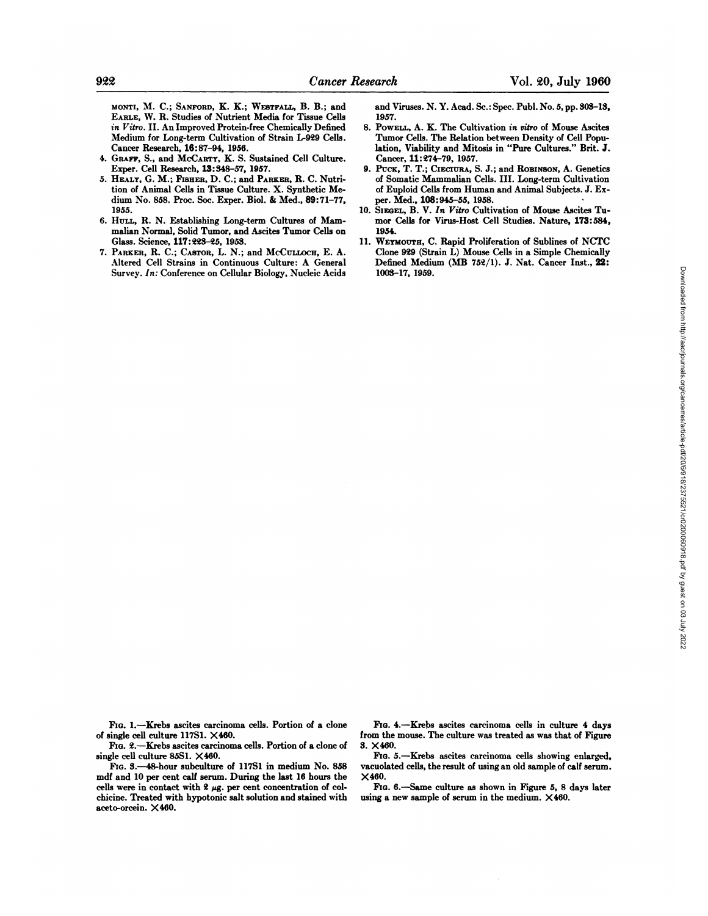MONTI, M. C.; SANFORD, K. K.; WESTFALL, B. B.; and EARLE, W. R. Studies of Nutrient Media for Tissue Cells *in Vitro*. II. An Improved Protein-free Chemically Defined Medium for Long-term Cultivation of Strain L-929 Cells. Cancer Research, **16**:87–94, 1956.

4. GRAFF, S., and MCCARTY, K. S. Sustained Cell Culture. Exper. Cell Research, **13**:348–57, 1957.
5. HEALY, G. M.; FISHER, D. C.; and PARKER, R. C. Nutrition of Animal Cells in Tissue Culture. X. Synthetic Medium No. 858. Proc. Soc. Exper. Biol. & Med., **89**:71–77, 1955.
6. HULL, R. N. Establishing Long-term Cultures of Mammalian Normal, Solid Tumor, and Ascites Tumor Cells on Glass. Science, **117**:223–25, 1953.
7. PARKER, R. C.; CASTOR, L. N.; and MCCULLOCH, E. A. Altered Cell Strains in Continuous Culture: A General Survey. *In:* Conference on Cellular Biology, Nucleic Acids and Viruses. N. Y. Acad. Sc.: Spec. Publ. No. 5, pp. 303–13, 1957.
8. POWELL, A. K. The Cultivation *in vitro* of Mouse Ascites Tumor Cells. The Relation between Density of Cell Population, Viability and Mitosis in "Pure Cultures." Brit. J. Cancer, **11**:274–79, 1957.
9. PUCK, T. T.; CIECIURA, S. J.; and ROBINSON, A. Genetics of Somatic Mammalian Cells. III. Long-term Cultivation of Euploid Cells from Human and Animal Subjects. J. Exper. Med., **108**:945–55, 1958.
10. SIEGEL, B. V. *In Vitro* Cultivation of Mouse Ascites Tumor Cells for Virus-Host Cell Studies. Nature, **173**:584, 1954.
11. WEYMOUTH, C. Rapid Proliferation of Sublines of NCTC Clone 929 (Strain L) Mouse Cells in a Simple Chemically Defined Medium (MB 752/1). J. Nat. Cancer Inst., **22**: 1003–17, 1959.

FIG. 1.—Krebs ascites carcinoma cells. Portion of a clone of single cell culture 117S1. ×460.

FIG. 2.—Krebs ascites carcinoma cells. Portion of a clone of single cell culture 85S1. ×460.

FIG. 3.—48-hour subculture of 117S1 in medium No. 858 mdf and 10 per cent calf serum. During the last 16 hours the cells were in contact with 2 μg. per cent concentration of colchicine. Treated with hypotonic salt solution and stained with aceto-orcein. ×460.

FIG. 4.—Krebs ascites carcinoma cells in culture 4 days from the mouse. The culture was treated as was that of Figure 3. ×460.

FIG. 5.—Krebs ascites carcinoma cells showing enlarged, vacuolated cells, the result of using an old sample of calf serum. ×460.

FIG. 6.—Same culture as shown in Figure 5, 8 days later using a new sample of serum in the medium. ×460.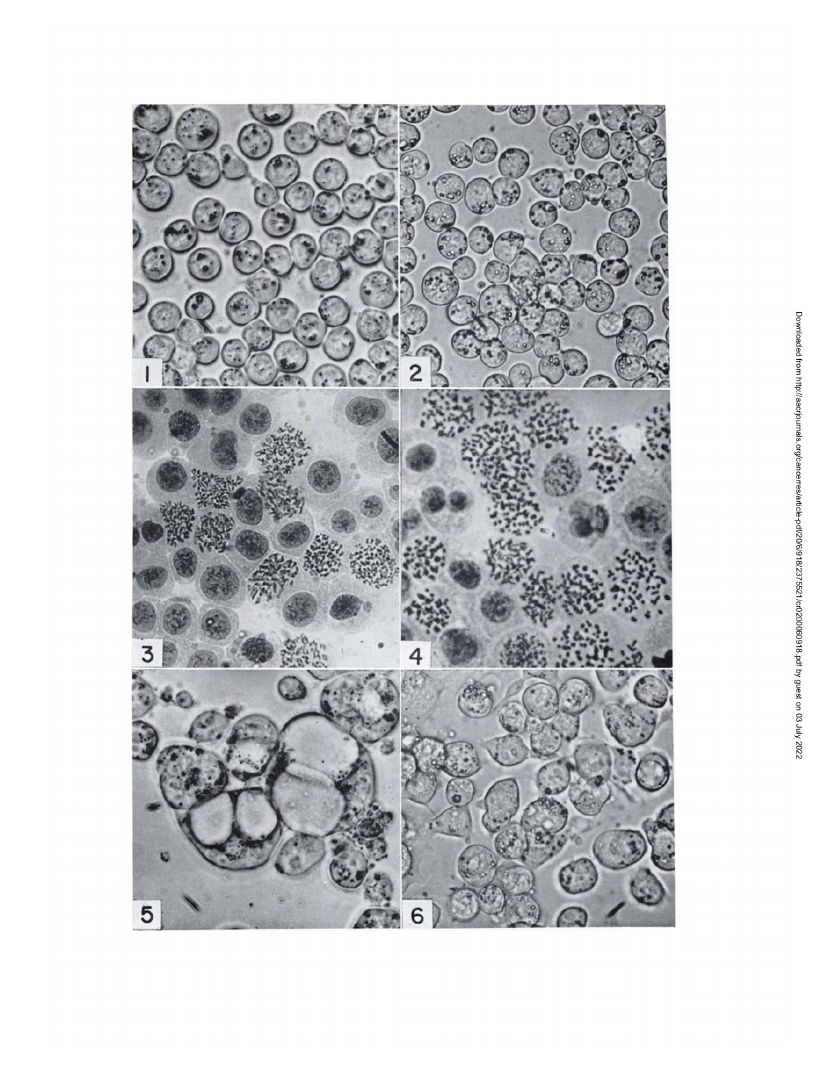1

2

3

4

5

6